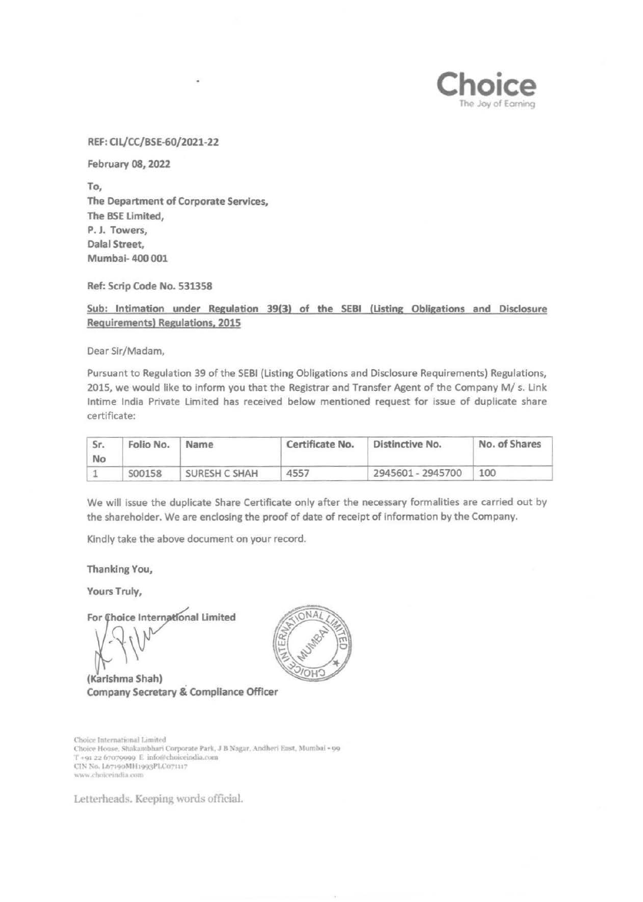Choice
The Joy of Earning

REF: CIL/CC/BSE-60/2021-22

February 08, 2022

To,
The Department of Corporate Services,
The BSE Limited,
P. J. Towers,
Dalal Street,
Mumbai- 400 001

Ref: Scrip Code No. 531358

**Sub: Intimation under Regulation 39(3) of the SEBI (Listing Obligations and Disclosure Requirements) Regulations, 2015**

Dear Sir/Madam,

Pursuant to Regulation 39 of the SEBI (Listing Obligations and Disclosure Requirements) Regulations, 2015, we would like to inform you that the Registrar and Transfer Agent of the Company M/ s. Link Intime India Private Limited has received below mentioned request for issue of duplicate share certificate:

| Sr. No | Folio No. | Name | Certificate No. | Distinctive No. | No. of Shares |
|---|---|---|---|---|---|
| 1 | S00158 | SURESH C SHAH | 4557 | 2945601 - 2945700 | 100 |

We will issue the duplicate Share Certificate only after the necessary formalities are carried out by the shareholder. We are enclosing the proof of date of receipt of information by the Company.

Kindly take the above document on your record.

Thanking You,

Yours Truly,

For Choice International Limited

(Karishma Shah)
Company Secretary & Compliance Officer

Choice International Limited
Choice House, Shakambhari Corporate Park, J B Nagar, Andheri East, Mumbai - 99
T +91 22 67079999 E info@choiceindia.com
CIN No. L67190MH1993PLC071117
www.choiceindia.com

Letterheads. Keeping words official.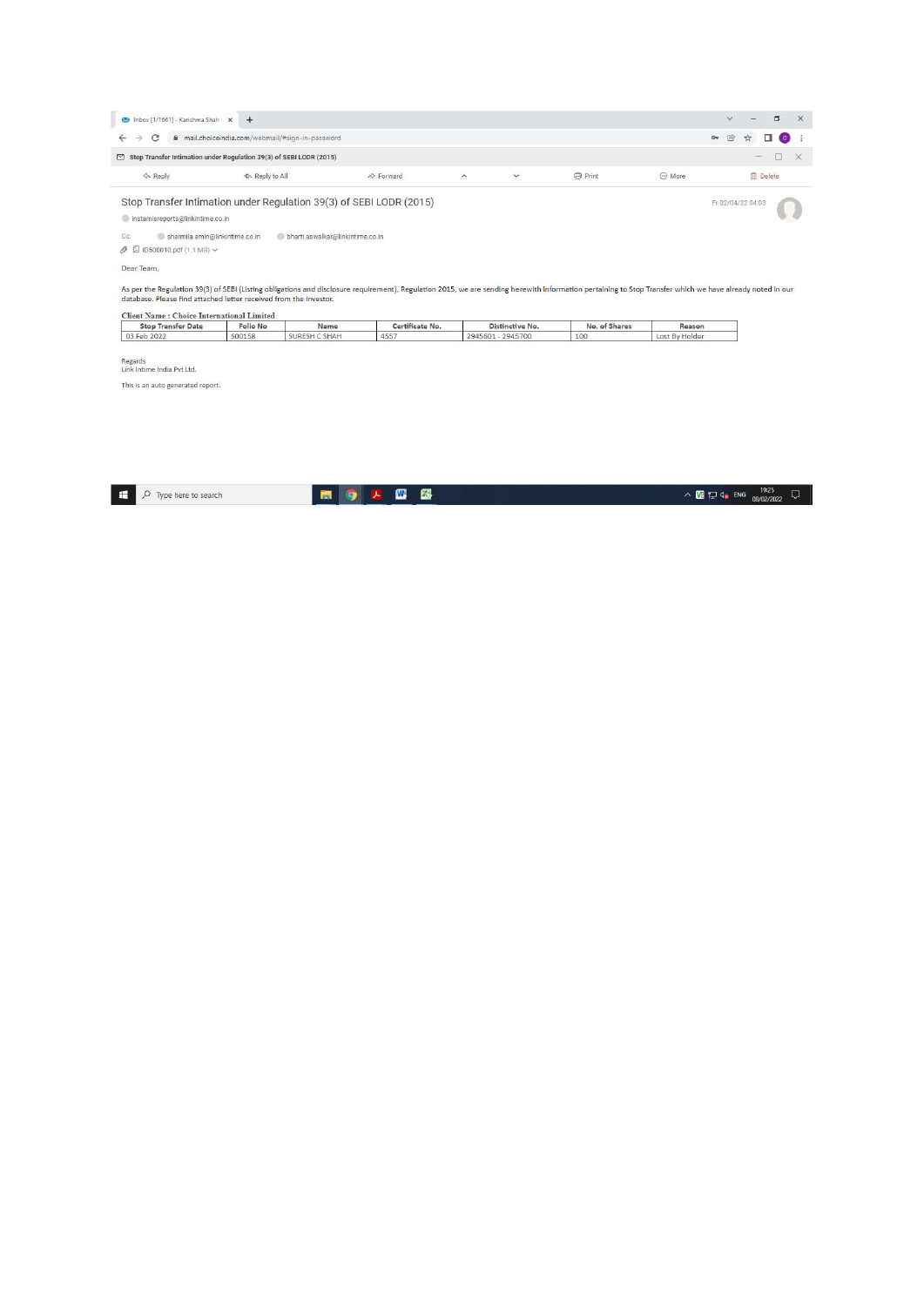Inbox [1/1661] - Karishma Shah

mail.choiceindia.com/webmail/#sign-in-password

Stop Transfer Intimation under Regulation 39(3) of SEBI LODR (2015)

Reply | Reply to All | Forward | Print | More | Delete

## Stop Transfer Intimation under Regulation 39(3) of SEBI LODR (2015)

instamisreports@linkintime.co.in

Fr 02/04/22 04:03

Cc: sharmila.amin@linkintime.co.in bharti.aswalkar@linkintime.co.in

ID500010.pdf (1.1 MB)

Dear Team,

As per the Regulation 39(3) of SEBI (Listing obligations and disclosure requirement), Regulation 2015, we are sending herewith information pertaining to Stop Transfer which we have already noted in our database. Please find attached letter received from the investor.

**Client Name : Choice International Limited**

| Stop Transfer Date | Folio No | Name | Certificate No. | Distinctive No. | No. of Shares | Reason |
|---|---|---|---|---|---|---|
| 03 Feb 2022 | S00158 | SURESH C SHAH | 4557 | 2945601 - 2945700 | 100 | Lost By Holder |

Regards
Link Intime India Pvt Ltd.

This is an auto generated report.

Type here to search

ENG 19:25 08/02/2022